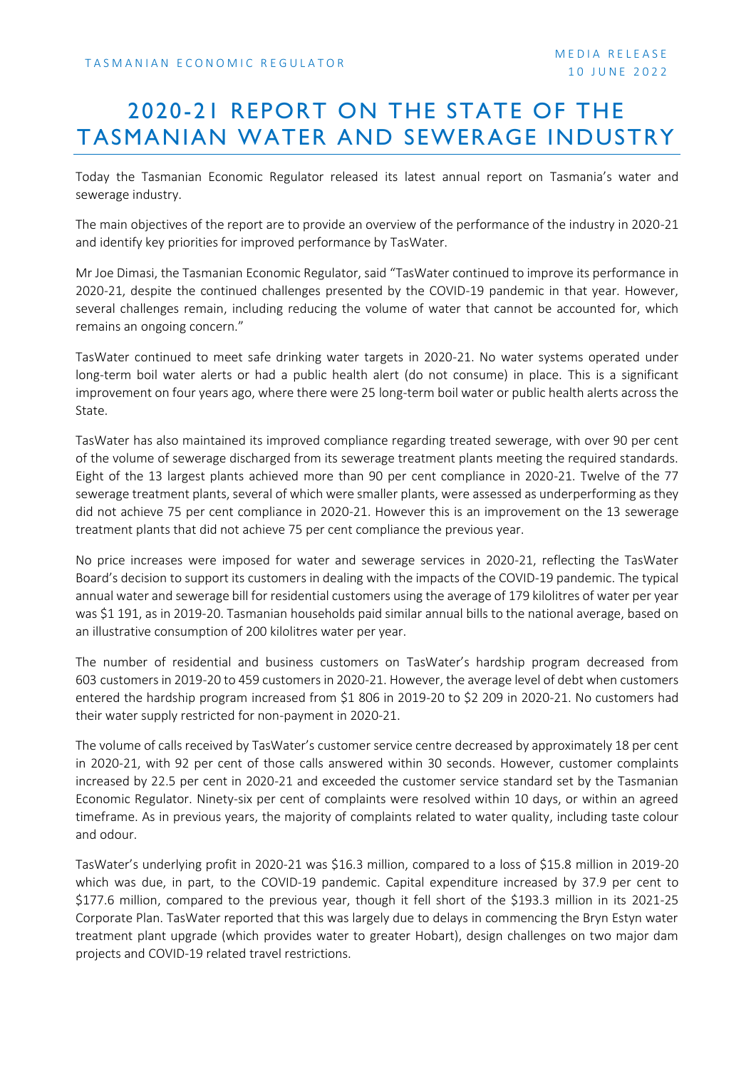TASMANIAN ECONOMIC REGULATOR

MEDIA RELEASE
10 JUNE 2022

# 2020-21 REPORT ON THE STATE OF THE TASMANIAN WATER AND SEWERAGE INDUSTRY

Today the Tasmanian Economic Regulator released its latest annual report on Tasmania's water and sewerage industry.

The main objectives of the report are to provide an overview of the performance of the industry in 2020-21 and identify key priorities for improved performance by TasWater.

Mr Joe Dimasi, the Tasmanian Economic Regulator, said "TasWater continued to improve its performance in 2020-21, despite the continued challenges presented by the COVID-19 pandemic in that year. However, several challenges remain, including reducing the volume of water that cannot be accounted for, which remains an ongoing concern."

TasWater continued to meet safe drinking water targets in 2020-21. No water systems operated under long-term boil water alerts or had a public health alert (do not consume) in place. This is a significant improvement on four years ago, where there were 25 long-term boil water or public health alerts across the State.

TasWater has also maintained its improved compliance regarding treated sewerage, with over 90 per cent of the volume of sewerage discharged from its sewerage treatment plants meeting the required standards. Eight of the 13 largest plants achieved more than 90 per cent compliance in 2020-21. Twelve of the 77 sewerage treatment plants, several of which were smaller plants, were assessed as underperforming as they did not achieve 75 per cent compliance in 2020-21. However this is an improvement on the 13 sewerage treatment plants that did not achieve 75 per cent compliance the previous year.

No price increases were imposed for water and sewerage services in 2020-21, reflecting the TasWater Board's decision to support its customers in dealing with the impacts of the COVID-19 pandemic. The typical annual water and sewerage bill for residential customers using the average of 179 kilolitres of water per year was $1 191, as in 2019-20. Tasmanian households paid similar annual bills to the national average, based on an illustrative consumption of 200 kilolitres water per year.

The number of residential and business customers on TasWater's hardship program decreased from 603 customers in 2019-20 to 459 customers in 2020-21. However, the average level of debt when customers entered the hardship program increased from $1 806 in 2019-20 to $2 209 in 2020-21. No customers had their water supply restricted for non-payment in 2020-21.

The volume of calls received by TasWater's customer service centre decreased by approximately 18 per cent in 2020-21, with 92 per cent of those calls answered within 30 seconds. However, customer complaints increased by 22.5 per cent in 2020-21 and exceeded the customer service standard set by the Tasmanian Economic Regulator. Ninety-six per cent of complaints were resolved within 10 days, or within an agreed timeframe. As in previous years, the majority of complaints related to water quality, including taste colour and odour.

TasWater's underlying profit in 2020-21 was $16.3 million, compared to a loss of $15.8 million in 2019-20 which was due, in part, to the COVID-19 pandemic. Capital expenditure increased by 37.9 per cent to $177.6 million, compared to the previous year, though it fell short of the $193.3 million in its 2021-25 Corporate Plan. TasWater reported that this was largely due to delays in commencing the Bryn Estyn water treatment plant upgrade (which provides water to greater Hobart), design challenges on two major dam projects and COVID-19 related travel restrictions.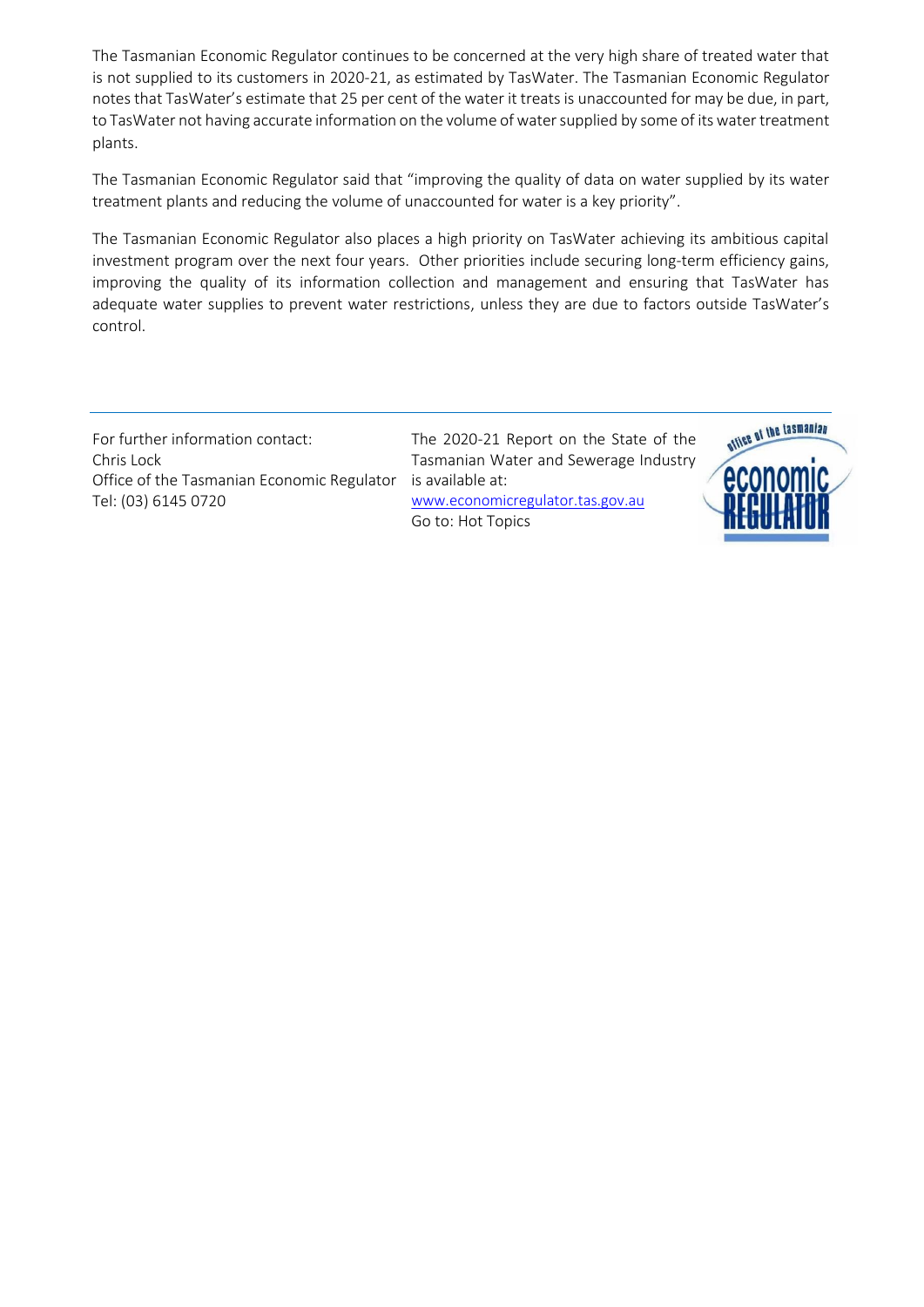The Tasmanian Economic Regulator continues to be concerned at the very high share of treated water that is not supplied to its customers in 2020-21, as estimated by TasWater. The Tasmanian Economic Regulator notes that TasWater's estimate that 25 per cent of the water it treats is unaccounted for may be due, in part, to TasWater not having accurate information on the volume of water supplied by some of its water treatment plants.

The Tasmanian Economic Regulator said that "improving the quality of data on water supplied by its water treatment plants and reducing the volume of unaccounted for water is a key priority".

The Tasmanian Economic Regulator also places a high priority on TasWater achieving its ambitious capital investment program over the next four years. Other priorities include securing long-term efficiency gains, improving the quality of its information collection and management and ensuring that TasWater has adequate water supplies to prevent water restrictions, unless they are due to factors outside TasWater's control.

---

For further information contact:
Chris Lock
Office of the Tasmanian Economic Regulator
Tel: (03) 6145 0720

The 2020-21 Report on the State of the Tasmanian Water and Sewerage Industry is available at:
www.economicregulator.tas.gov.au
Go to: Hot Topics